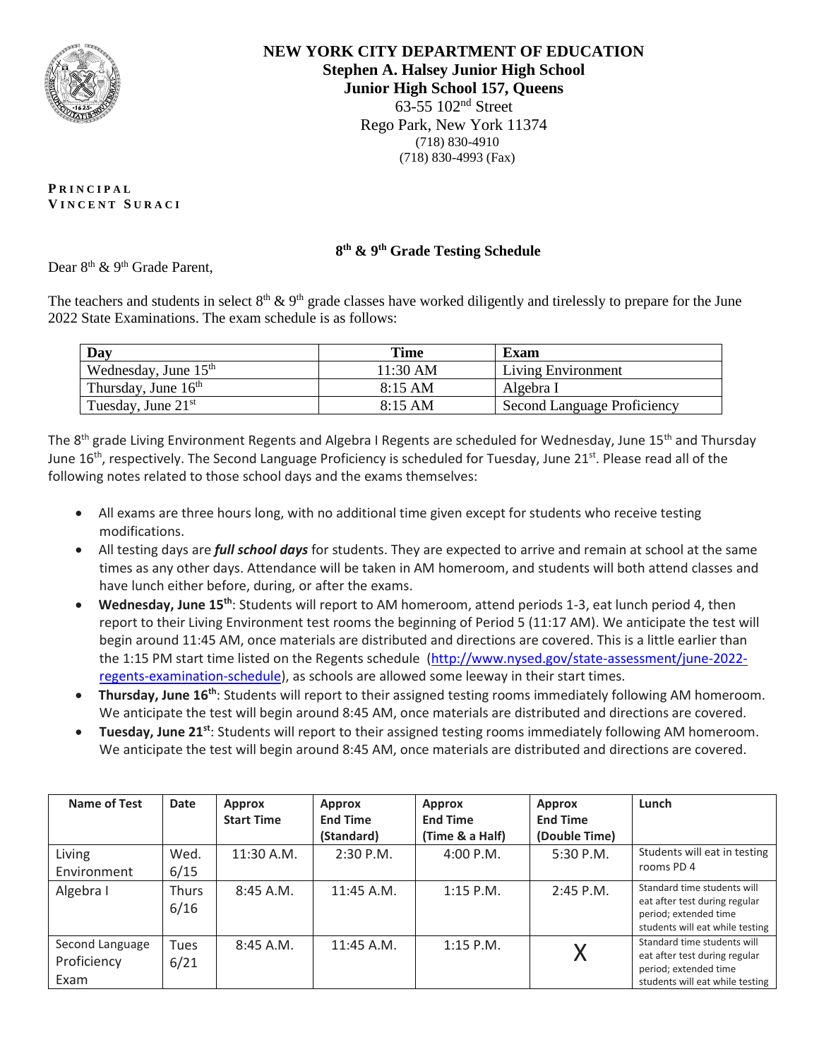# NEW YORK CITY DEPARTMENT OF EDUCATION

**Stephen A. Halsey Junior High School**
**Junior High School 157, Queens**
63-55 102nd Street
Rego Park, New York 11374
(718) 830-4910
(718) 830-4993 (Fax)

**PRINCIPAL**
**VINCENT SURACI**

## 8th & 9th Grade Testing Schedule

Dear 8th & 9th Grade Parent,

The teachers and students in select 8th & 9th grade classes have worked diligently and tirelessly to prepare for the June 2022 State Examinations. The exam schedule is as follows:

| Day | Time | Exam |
|---|---|---|
| Wednesday, June 15th | 11:30 AM | Living Environment |
| Thursday, June 16th | 8:15 AM | Algebra I |
| Tuesday, June 21st | 8:15 AM | Second Language Proficiency |

The 8th grade Living Environment Regents and Algebra I Regents are scheduled for Wednesday, June 15th and Thursday June 16th, respectively. The Second Language Proficiency is scheduled for Tuesday, June 21st. Please read all of the following notes related to those school days and the exams themselves:

- All exams are three hours long, with no additional time given except for students who receive testing modifications.
- All testing days are ***full school days*** for students. They are expected to arrive and remain at school at the same times as any other days. Attendance will be taken in AM homeroom, and students will both attend classes and have lunch either before, during, or after the exams.
- **Wednesday, June 15th**: Students will report to AM homeroom, attend periods 1-3, eat lunch period 4, then report to their Living Environment test rooms the beginning of Period 5 (11:17 AM). We anticipate the test will begin around 11:45 AM, once materials are distributed and directions are covered. This is a little earlier than the 1:15 PM start time listed on the Regents schedule (http://www.nysed.gov/state-assessment/june-2022-regents-examination-schedule), as schools are allowed some leeway in their start times.
- **Thursday, June 16th**: Students will report to their assigned testing rooms immediately following AM homeroom. We anticipate the test will begin around 8:45 AM, once materials are distributed and directions are covered.
- **Tuesday, June 21st**: Students will report to their assigned testing rooms immediately following AM homeroom. We anticipate the test will begin around 8:45 AM, once materials are distributed and directions are covered.

| Name of Test | Date | Approx Start Time | Approx End Time (Standard) | Approx End Time (Time & a Half) | Approx End Time (Double Time) | Lunch |
|---|---|---|---|---|---|---|
| Living Environment | Wed. 6/15 | 11:30 A.M. | 2:30 P.M. | 4:00 P.M. | 5:30 P.M. | Students will eat in testing rooms PD 4 |
| Algebra I | Thurs 6/16 | 8:45 A.M. | 11:45 A.M. | 1:15 P.M. | 2:45 P.M. | Standard time students will eat after test during regular period; extended time students will eat while testing |
| Second Language Proficiency Exam | Tues 6/21 | 8:45 A.M. | 11:45 A.M. | 1:15 P.M. | X | Standard time students will eat after test during regular period; extended time students will eat while testing |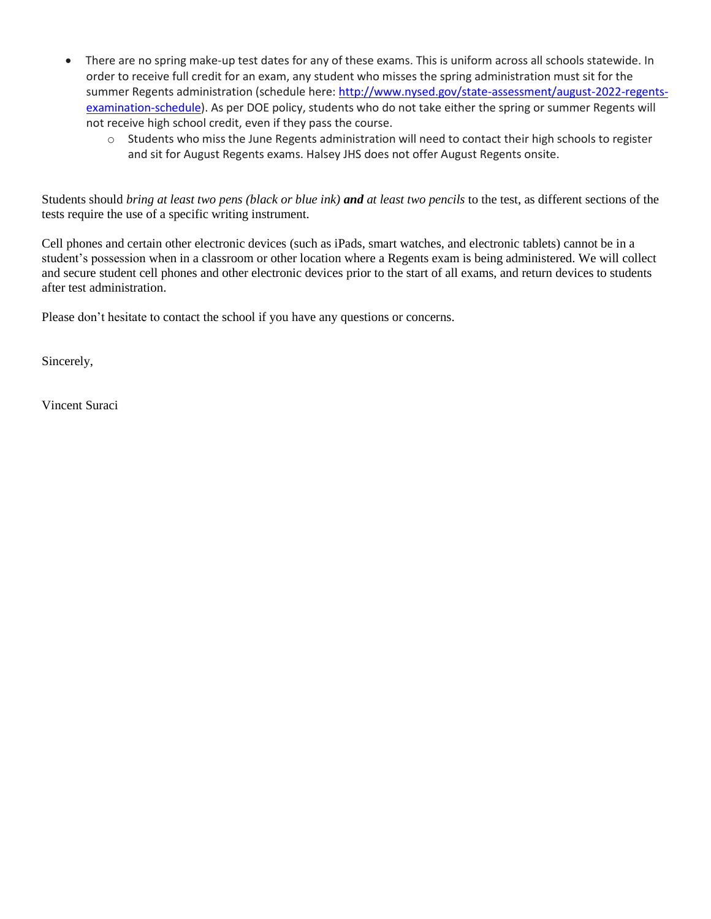- There are no spring make-up test dates for any of these exams. This is uniform across all schools statewide. In order to receive full credit for an exam, any student who misses the spring administration must sit for the summer Regents administration (schedule here: [http://www.nysed.gov/state-assessment/august-2022-regents-examination-schedule](http://www.nysed.gov/state-assessment/august-2022-regents-examination-schedule)). As per DOE policy, students who do not take either the spring or summer Regents will not receive high school credit, even if they pass the course.
    - Students who miss the June Regents administration will need to contact their high schools to register and sit for August Regents exams. Halsey JHS does not offer August Regents onsite.

Students should *bring at least two pens (black or blue ink)* ***and*** *at least two pencils* to the test, as different sections of the tests require the use of a specific writing instrument.

Cell phones and certain other electronic devices (such as iPads, smart watches, and electronic tablets) cannot be in a student's possession when in a classroom or other location where a Regents exam is being administered. We will collect and secure student cell phones and other electronic devices prior to the start of all exams, and return devices to students after test administration.

Please don't hesitate to contact the school if you have any questions or concerns.

Sincerely,

Vincent Suraci